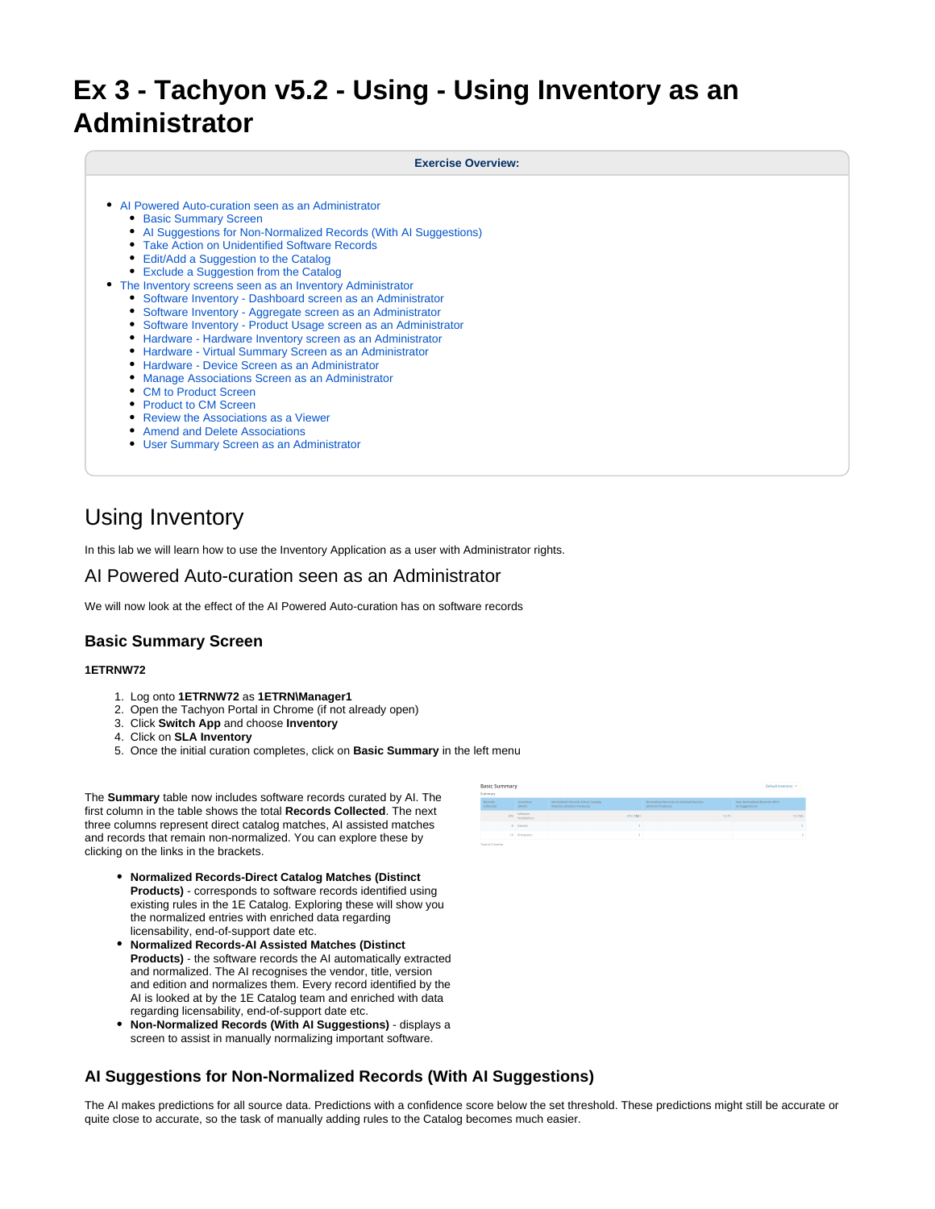# Ex 3 - Tachyon v5.2 - Using - Using Inventory as an Administrator

**Exercise Overview:**

- AI Powered Auto-curation seen as an Administrator
  - Basic Summary Screen
  - AI Suggestions for Non-Normalized Records (With AI Suggestions)
  - Take Action on Unidentified Software Records
  - Edit/Add a Suggestion to the Catalog
  - Exclude a Suggestion from the Catalog
- The Inventory screens seen as an Inventory Administrator
  - Software Inventory - Dashboard screen as an Administrator
  - Software Inventory - Aggregate screen as an Administrator
  - Software Inventory - Product Usage screen as an Administrator
  - Hardware - Hardware Inventory screen as an Administrator
  - Hardware - Virtual Summary Screen as an Administrator
  - Hardware - Device Screen as an Administrator
  - Manage Associations Screen as an Administrator
  - CM to Product Screen
  - Product to CM Screen
  - Review the Associations as a Viewer
  - Amend and Delete Associations
  - User Summary Screen as an Administrator

## Using Inventory

In this lab we will learn how to use the Inventory Application as a user with Administrator rights.

## AI Powered Auto-curation seen as an Administrator

We will now look at the effect of the AI Powered Auto-curation has on software records

### Basic Summary Screen

**1ETRNW72**

1. Log onto **1ETRNW72** as **1ETRN\Manager1**
2. Open the Tachyon Portal in Chrome (if not already open)
3. Click **Switch App** and choose **Inventory**
4. Click on **SLA Inventory**
5. Once the initial curation completes, click on **Basic Summary** in the left menu

The **Summary** table now includes software records curated by AI. The first column in the table shows the total **Records Collected**. The next three columns represent direct catalog matches, AI assisted matches and records that remain non-normalized. You can explore these by clicking on the links in the brackets.

- **Normalized Records-Direct Catalog Matches (Distinct Products)** - corresponds to software records identified using existing rules in the 1E Catalog. Exploring these will show you the normalized entries with enriched data regarding licensability, end-of-support date etc.
- **Normalized Records-AI Assisted Matches (Distinct Products)** - the software records the AI automatically extracted and normalized. The AI recognises the vendor, title, version and edition and normalizes them. Every record identified by the AI is looked at by the 1E Catalog team and enriched with data regarding licensability, end-of-support date etc.
- **Non-Normalized Records (With AI Suggestions)** - displays a screen to assist in manually normalizing important software.

### AI Suggestions for Non-Normalized Records (With AI Suggestions)

The AI makes predictions for all source data. Predictions with a confidence score below the set threshold. These predictions might still be accurate or quite close to accurate, so the task of manually adding rules to the Catalog becomes much easier.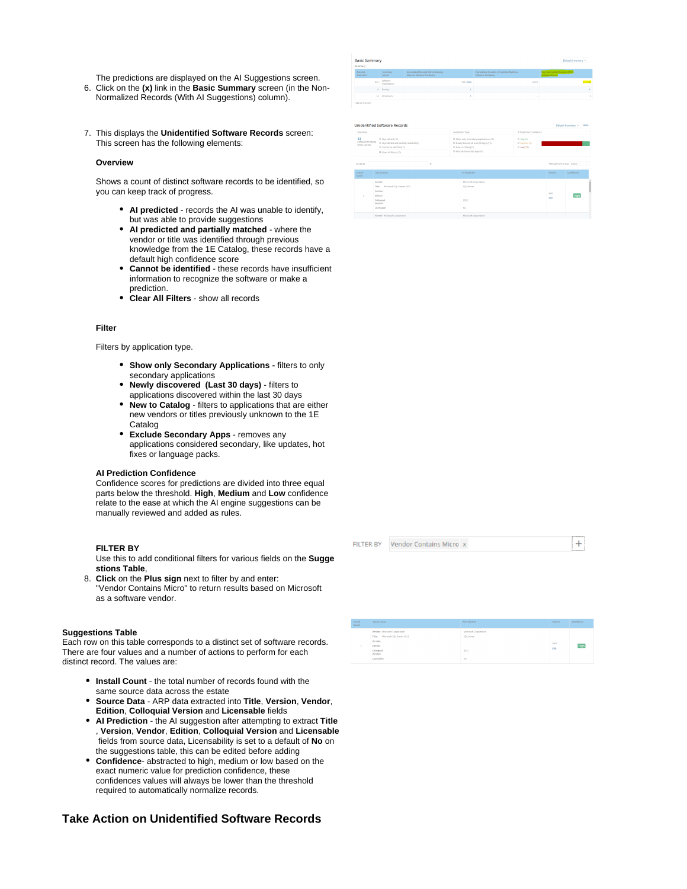The predictions are displayed on the AI Suggestions screen.

6. Click on the **(x)** link in the **Basic Summary** screen (in the Non-Normalized Records (With AI Suggestions) column).

7. This displays the **Unidentified Software Records** screen: This screen has the following elements:

   **Overview**

   Shows a count of distinct software records to be identified, so you can keep track of progress.

   - **AI predicted** - records the AI was unable to identify, but was able to provide suggestions
   - **AI predicted and partially matched** - where the vendor or title was identified through previous knowledge from the 1E Catalog, these records have a default high confidence score
   - **Cannot be identified** - these records have insufficient information to recognize the software or make a prediction.
   - **Clear All Filters** - show all records

   **Filter**

   Filters by application type.

   - **Show only Secondary Applications -** filters to only secondary applications
   - **Newly discovered (Last 30 days)** - filters to applications discovered within the last 30 days
   - **New to Catalog** - filters to applications that are either new vendors or titles previously unknown to the 1E Catalog
   - **Exclude Secondary Apps** - removes any applications considered secondary, like updates, hot fixes or language packs.

   **AI Prediction Confidence**

   Confidence scores for predictions are divided into three equal parts below the threshold. **High**, **Medium** and **Low** confidence relate to the ease at which the AI engine suggestions can be manually reviewed and added as rules.

   **FILTER BY**

   Use this to add conditional filters for various fields on the **Suggestions Table**,

8. **Click** on the **Plus sign** next to filter by and enter: "Vendor Contains Micro" to return results based on Microsoft as a software vendor.

**Suggestions Table**

Each row on this table corresponds to a distinct set of software records. There are four values and a number of actions to perform for each distinct record. The values are:

- **Install Count** - the total number of records found with the same source data across the estate
- **Source Data** - ARP data extracted into **Title**, **Version**, **Vendor**, **Edition**, **Colloquial Version** and **Licensable** fields
- **AI Prediction** - the AI suggestion after attempting to extract **Title**, **Version**, **Vendor**, **Edition**, **Colloquial Version** and **Licensable** fields from source data, Licensability is set to a default of **No** on the suggestions table, this can be edited before adding
- **Confidence**- abstracted to high, medium or low based on the exact numeric value for prediction confidence, these confidences values will always be lower than the threshold required to automatically normalize records.

## Take Action on Unidentified Software Records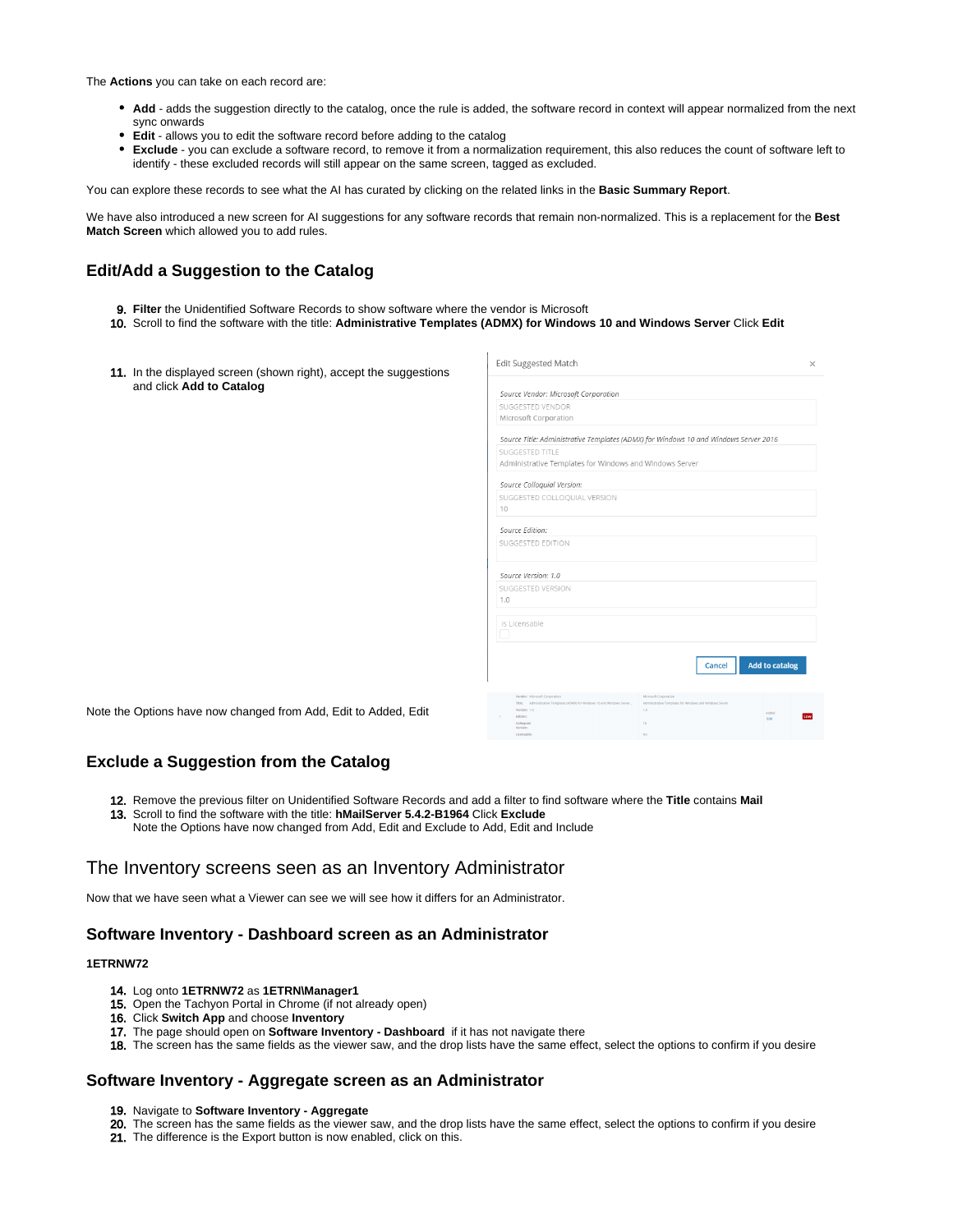The **Actions** you can take on each record are:

- **Add** - adds the suggestion directly to the catalog, once the rule is added, the software record in context will appear normalized from the next sync onwards
- **Edit** - allows you to edit the software record before adding to the catalog
- **Exclude** - you can exclude a software record, to remove it from a normalization requirement, this also reduces the count of software left to identify - these excluded records will still appear on the same screen, tagged as excluded.

You can explore these records to see what the AI has curated by clicking on the related links in the **Basic Summary Report**.

We have also introduced a new screen for AI suggestions for any software records that remain non-normalized. This is a replacement for the **Best Match Screen** which allowed you to add rules.

### Edit/Add a Suggestion to the Catalog

9. **Filter** the Unidentified Software Records to show software where the vendor is Microsoft
10. Scroll to find the software with the title: **Administrative Templates (ADMX) for Windows 10 and Windows Server** Click **Edit**
11. In the displayed screen (shown right), accept the suggestions and click **Add to Catalog**

Note the Options have now changed from Add, Edit to Added, Edit

### Exclude a Suggestion from the Catalog

12. Remove the previous filter on Unidentified Software Records and add a filter to find software where the **Title** contains **Mail**
13. Scroll to find the software with the title: **hMailServer 5.4.2-B1964** Click **Exclude**
    Note the Options have now changed from Add, Edit and Exclude to Add, Edit and Include

## The Inventory screens seen as an Inventory Administrator

Now that we have seen what a Viewer can see we will see how it differs for an Administrator.

### Software Inventory - Dashboard screen as an Administrator

**1ETRNW72**

14. Log onto **1ETRNW72** as **1ETRN\Manager1**
15. Open the Tachyon Portal in Chrome (if not already open)
16. Click **Switch App** and choose **Inventory**
17. The page should open on **Software Inventory - Dashboard** if it has not navigate there
18. The screen has the same fields as the viewer saw, and the drop lists have the same effect, select the options to confirm if you desire

### Software Inventory - Aggregate screen as an Administrator

19. Navigate to **Software Inventory - Aggregate**
20. The screen has the same fields as the viewer saw, and the drop lists have the same effect, select the options to confirm if you desire
21. The difference is the Export button is now enabled, click on this.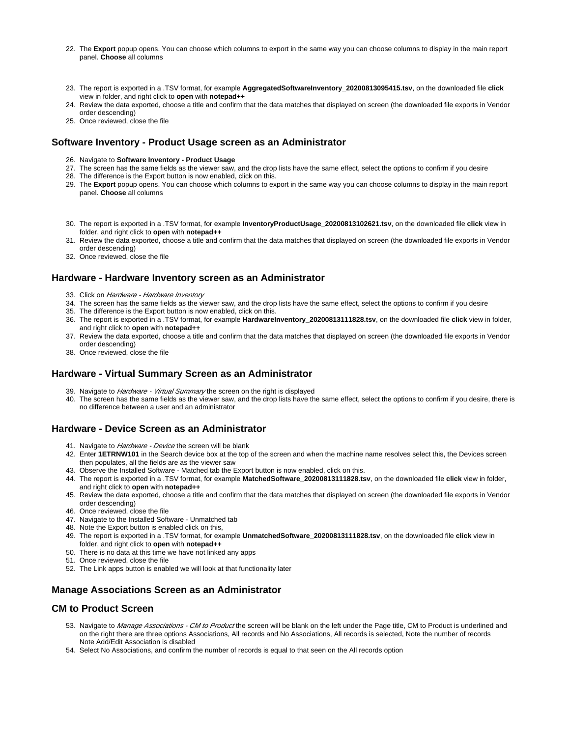22. The **Export** popup opens. You can choose which columns to export in the same way you can choose columns to display in the main report panel. **Choose** all columns
23. The report is exported in a .TSV format, for example **AggregatedSoftwareInventory_20200813095415.tsv**, on the downloaded file **click** view in folder, and right click to **open** with **notepad++**
24. Review the data exported, choose a title and confirm that the data matches that displayed on screen (the downloaded file exports in Vendor order descending)
25. Once reviewed, close the file

## Software Inventory - Product Usage screen as an Administrator

26. Navigate to **Software Inventory - Product Usage**
27. The screen has the same fields as the viewer saw, and the drop lists have the same effect, select the options to confirm if you desire
28. The difference is the Export button is now enabled, click on this.
29. The **Export** popup opens. You can choose which columns to export in the same way you can choose columns to display in the main report panel. **Choose** all columns
30. The report is exported in a .TSV format, for example **InventoryProductUsage_20200813102621.tsv**, on the downloaded file **click** view in folder, and right click to **open** with **notepad++**
31. Review the data exported, choose a title and confirm that the data matches that displayed on screen (the downloaded file exports in Vendor order descending)
32. Once reviewed, close the file

## Hardware - Hardware Inventory screen as an Administrator

33. Click on *Hardware - Hardware Inventory*
34. The screen has the same fields as the viewer saw, and the drop lists have the same effect, select the options to confirm if you desire
35. The difference is the Export button is now enabled, click on this.
36. The report is exported in a .TSV format, for example **HardwareInventory_20200813111828.tsv**, on the downloaded file **click** view in folder, and right click to **open** with **notepad++**
37. Review the data exported, choose a title and confirm that the data matches that displayed on screen (the downloaded file exports in Vendor order descending)
38. Once reviewed, close the file

## Hardware - Virtual Summary Screen as an Administrator

39. Navigate to *Hardware - Virtual Summary* the screen on the right is displayed
40. The screen has the same fields as the viewer saw, and the drop lists have the same effect, select the options to confirm if you desire, there is no difference between a user and an administrator

## Hardware - Device Screen as an Administrator

41. Navigate to *Hardware - Device* the screen will be blank
42. Enter **1ETRNW101** in the Search device box at the top of the screen and when the machine name resolves select this, the Devices screen then populates, all the fields are as the viewer saw
43. Observe the Installed Software - Matched tab the Export button is now enabled, click on this.
44. The report is exported in a .TSV format, for example **MatchedSoftware_20200813111828.tsv**, on the downloaded file **click** view in folder, and right click to **open** with **notepad++**
45. Review the data exported, choose a title and confirm that the data matches that displayed on screen (the downloaded file exports in Vendor order descending)
46. Once reviewed, close the file
47. Navigate to the Installed Software - Unmatched tab
48. Note the Export button is enabled click on this,
49. The report is exported in a .TSV format, for example **UnmatchedSoftware_20200813111828.tsv**, on the downloaded file **click** view in folder, and right click to **open** with **notepad++**
50. There is no data at this time we have not linked any apps
51. Once reviewed, close the file
52. The Link apps button is enabled we will look at that functionality later

## Manage Associations Screen as an Administrator

## CM to Product Screen

53. Navigate to *Manage Associations - CM to Product* the screen will be blank on the left under the Page title, CM to Product is underlined and on the right there are three options Associations, All records and No Associations, All records is selected, Note the number of records Note Add/Edit Association is disabled
54. Select No Associations, and confirm the number of records is equal to that seen on the All records option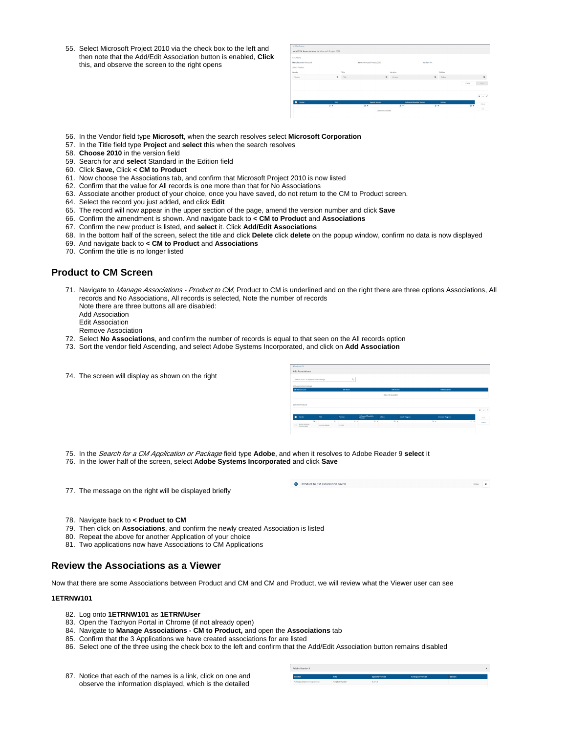55. Select Microsoft Project 2010 via the check box to the left and then note that the Add/Edit Association button is enabled, **Click** this, and observe the screen to the right opens
56. In the Vendor field type **Microsoft**, when the search resolves select **Microsoft Corporation**
57. In the Title field type **Project** and **select** this when the search resolves
58. **Choose 2010** in the version field
59. Search for and **select** Standard in the Edition field
60. Click **Save,** Click **< CM to Product**
61. Now choose the Associations tab, and confirm that Microsoft Project 2010 is now listed
62. Confirm that the value for All records is one more than that for No Associations
63. Associate another product of your choice, once you have saved, do not return to the CM to Product screen.
64. Select the record you just added, and click **Edit**
65. The record will now appear in the upper section of the page, amend the version number and click **Save**
66. Confirm the amendment is shown. And navigate back to **< CM to Product** and **Associations**
67. Confirm the new product is listed, and **select** it. Click **Add/Edit Associations**
68. In the bottom half of the screen, select the title and click **Delete** click **delete** on the popup window, confirm no data is now displayed
69. And navigate back to **< CM to Product** and **Associations**
70. Confirm the title is no longer listed

## Product to CM Screen

71. Navigate to *Manage Associations - Product to CM*, Product to CM is underlined and on the right there are three options Associations, All records and No Associations, All records is selected, Note the number of records
    Note there are three buttons all are disabled:
    Add Association
    Edit Association
    Remove Association
72. Select **No Associations**, and confirm the number of records is equal to that seen on the All records option
73. Sort the vendor field Ascending, and select Adobe Systems Incorporated, and click on **Add Association**
74. The screen will display as shown on the right
75. In the *Search for a CM Application or Package* field type **Adobe**, and when it resolves to Adobe Reader 9 **select** it
76. In the lower half of the screen, select **Adobe Systems Incorporated** and click **Save**
77. The message on the right will be displayed briefly
78. Navigate back to **< Product to CM**
79. Then click on **Associations**, and confirm the newly created Association is listed
80. Repeat the above for another Application of your choice
81. Two applications now have Associations to CM Applications

## Review the Associations as a Viewer

Now that there are some Associations between Product and CM and CM and Product, we will review what the Viewer user can see

**1ETRNW101**

82. Log onto **1ETRNW101** as **1ETRN\User**
83. Open the Tachyon Portal in Chrome (if not already open)
84. Navigate to **Manage Associations - CM to Product,** and open the **Associations** tab
85. Confirm that the 3 Applications we have created associations for are listed
86. Select one of the three using the check box to the left and confirm that the Add/Edit Association button remains disabled
87. Notice that each of the names is a link, click on one and observe the information displayed, which is the detailed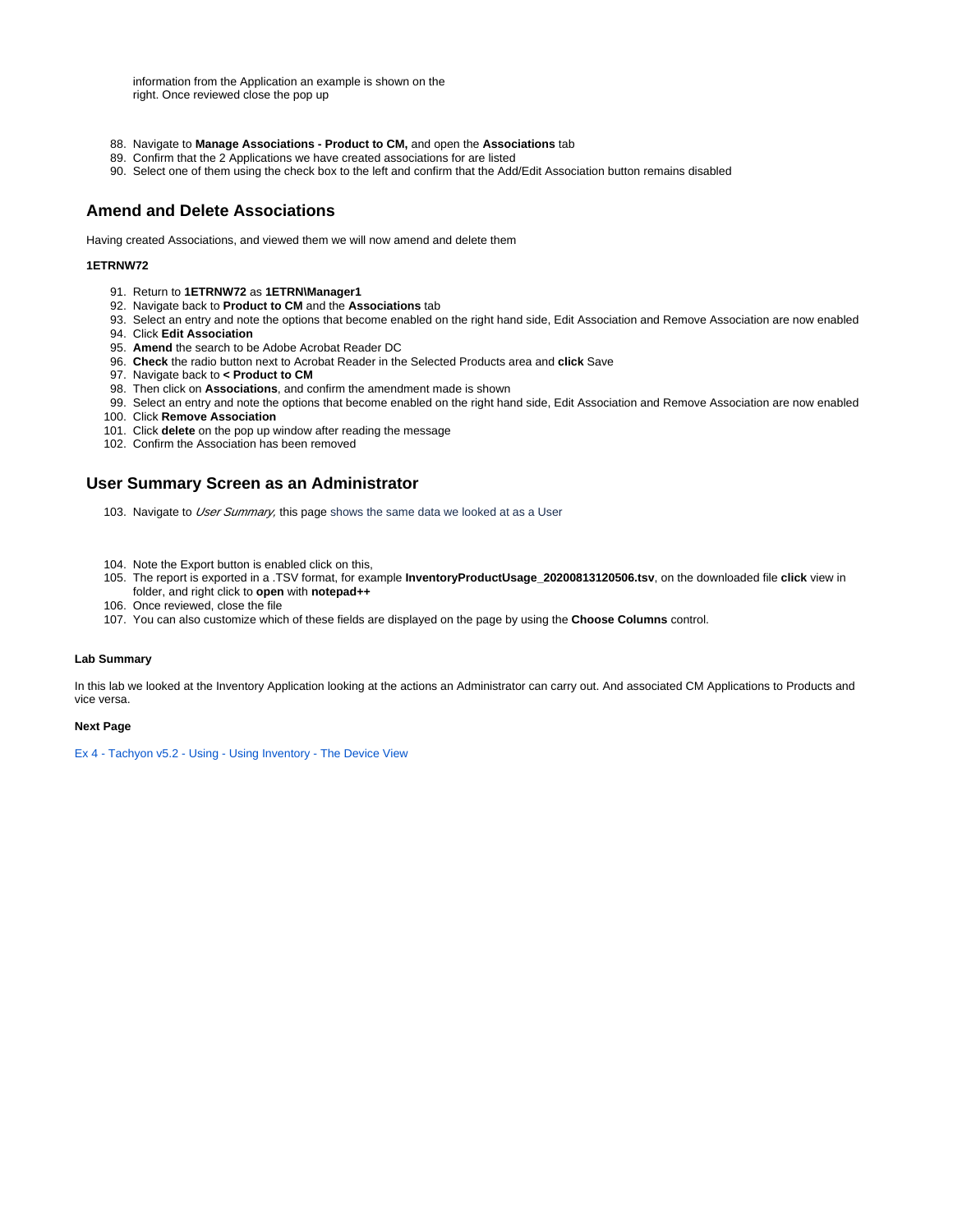information from the Application an example is shown on the right. Once reviewed close the pop up

88. Navigate to **Manage Associations - Product to CM,** and open the **Associations** tab
89. Confirm that the 2 Applications we have created associations for are listed
90. Select one of them using the check box to the left and confirm that the Add/Edit Association button remains disabled

## Amend and Delete Associations

Having created Associations, and viewed them we will now amend and delete them

**1ETRNW72**

91. Return to **1ETRNW72** as **1ETRN\Manager1**
92. Navigate back to **Product to CM** and the **Associations** tab
93. Select an entry and note the options that become enabled on the right hand side, Edit Association and Remove Association are now enabled
94. Click **Edit Association**
95. **Amend** the search to be Adobe Acrobat Reader DC
96. **Check** the radio button next to Acrobat Reader in the Selected Products area and **click** Save
97. Navigate back to **< Product to CM**
98. Then click on **Associations**, and confirm the amendment made is shown
99. Select an entry and note the options that become enabled on the right hand side, Edit Association and Remove Association are now enabled
100. Click **Remove Association**
101. Click **delete** on the pop up window after reading the message
102. Confirm the Association has been removed

## User Summary Screen as an Administrator

103. Navigate to *User Summary,* this page shows the same data we looked at as a User

104. Note the Export button is enabled click on this,
105. The report is exported in a .TSV format, for example **InventoryProductUsage_20200813120506.tsv**, on the downloaded file **click** view in folder, and right click to **open** with **notepad++**
106. Once reviewed, close the file
107. You can also customize which of these fields are displayed on the page by using the **Choose Columns** control.

**Lab Summary**

In this lab we looked at the Inventory Application looking at the actions an Administrator can carry out. And associated CM Applications to Products and vice versa.

**Next Page**

Ex 4 - Tachyon v5.2 - Using - Using Inventory - The Device View